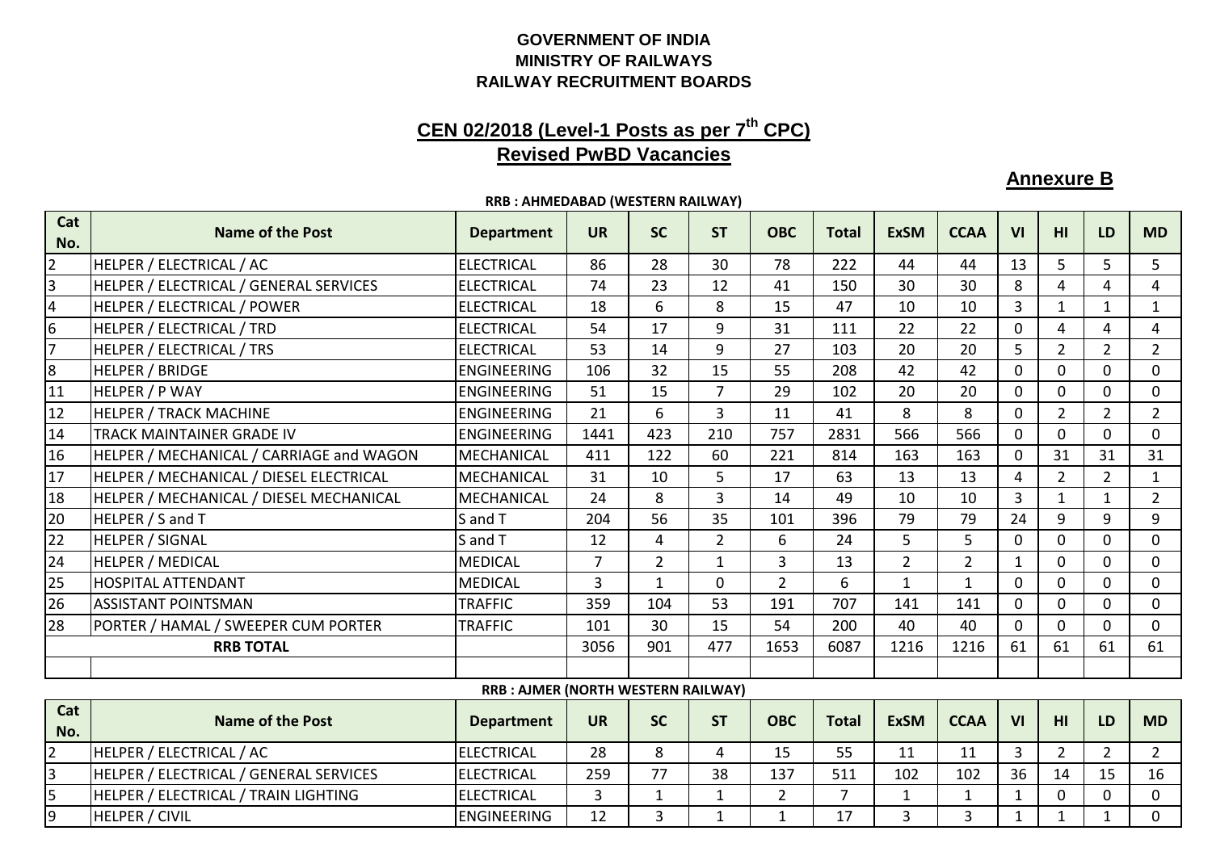**GOVERNMENT OF INDIA**
**MINISTRY OF RAILWAYS**
**RAILWAY RECRUITMENT BOARDS**

## CEN 02/2018 (Level-1 Posts as per 7th CPC)
## Revised PwBD Vacancies

**Annexure B**

**RRB : AHMEDABAD (WESTERN RAILWAY)**

| Cat No. | Name of the Post | Department | UR | SC | ST | OBC | Total | ExSM | CCAA | VI | HI | LD | MD |
|---|---|---|---|---|---|---|---|---|---|---|---|---|---|
| 2 | HELPER / ELECTRICAL / AC | ELECTRICAL | 86 | 28 | 30 | 78 | 222 | 44 | 44 | 13 | 5 | 5 | 5 |
| 3 | HELPER / ELECTRICAL / GENERAL SERVICES | ELECTRICAL | 74 | 23 | 12 | 41 | 150 | 30 | 30 | 8 | 4 | 4 | 4 |
| 4 | HELPER / ELECTRICAL / POWER | ELECTRICAL | 18 | 6 | 8 | 15 | 47 | 10 | 10 | 3 | 1 | 1 | 1 |
| 6 | HELPER / ELECTRICAL / TRD | ELECTRICAL | 54 | 17 | 9 | 31 | 111 | 22 | 22 | 0 | 4 | 4 | 4 |
| 7 | HELPER / ELECTRICAL / TRS | ELECTRICAL | 53 | 14 | 9 | 27 | 103 | 20 | 20 | 5 | 2 | 2 | 2 |
| 8 | HELPER / BRIDGE | ENGINEERING | 106 | 32 | 15 | 55 | 208 | 42 | 42 | 0 | 0 | 0 | 0 |
| 11 | HELPER / P WAY | ENGINEERING | 51 | 15 | 7 | 29 | 102 | 20 | 20 | 0 | 0 | 0 | 0 |
| 12 | HELPER / TRACK MACHINE | ENGINEERING | 21 | 6 | 3 | 11 | 41 | 8 | 8 | 0 | 2 | 2 | 2 |
| 14 | TRACK MAINTAINER GRADE IV | ENGINEERING | 1441 | 423 | 210 | 757 | 2831 | 566 | 566 | 0 | 0 | 0 | 0 |
| 16 | HELPER / MECHANICAL / CARRIAGE and WAGON | MECHANICAL | 411 | 122 | 60 | 221 | 814 | 163 | 163 | 0 | 31 | 31 | 31 |
| 17 | HELPER / MECHANICAL / DIESEL ELECTRICAL | MECHANICAL | 31 | 10 | 5 | 17 | 63 | 13 | 13 | 4 | 2 | 2 | 1 |
| 18 | HELPER / MECHANICAL / DIESEL MECHANICAL | MECHANICAL | 24 | 8 | 3 | 14 | 49 | 10 | 10 | 3 | 1 | 1 | 2 |
| 20 | HELPER / S and T | S and T | 204 | 56 | 35 | 101 | 396 | 79 | 79 | 24 | 9 | 9 | 9 |
| 22 | HELPER / SIGNAL | S and T | 12 | 4 | 2 | 6 | 24 | 5 | 5 | 0 | 0 | 0 | 0 |
| 24 | HELPER / MEDICAL | MEDICAL | 7 | 2 | 1 | 3 | 13 | 2 | 2 | 1 | 0 | 0 | 0 |
| 25 | HOSPITAL ATTENDANT | MEDICAL | 3 | 1 | 0 | 2 | 6 | 1 | 1 | 0 | 0 | 0 | 0 |
| 26 | ASSISTANT POINTSMAN | TRAFFIC | 359 | 104 | 53 | 191 | 707 | 141 | 141 | 0 | 0 | 0 | 0 |
| 28 | PORTER / HAMAL / SWEEPER CUM PORTER | TRAFFIC | 101 | 30 | 15 | 54 | 200 | 40 | 40 | 0 | 0 | 0 | 0 |
| | **RRB TOTAL** | | 3056 | 901 | 477 | 1653 | 6087 | 1216 | 1216 | 61 | 61 | 61 | 61 |

**RRB : AJMER (NORTH WESTERN RAILWAY)**

| Cat No. | Name of the Post | Department | UR | SC | ST | OBC | Total | ExSM | CCAA | VI | HI | LD | MD |
|---|---|---|---|---|---|---|---|---|---|---|---|---|---|
| 2 | HELPER / ELECTRICAL / AC | ELECTRICAL | 28 | 8 | 4 | 15 | 55 | 11 | 11 | 3 | 2 | 2 | 2 |
| 3 | HELPER / ELECTRICAL / GENERAL SERVICES | ELECTRICAL | 259 | 77 | 38 | 137 | 511 | 102 | 102 | 36 | 14 | 15 | 16 |
| 5 | HELPER / ELECTRICAL / TRAIN LIGHTING | ELECTRICAL | 3 | 1 | 1 | 2 | 7 | 1 | 1 | 1 | 0 | 0 | 0 |
| 9 | HELPER / CIVIL | ENGINEERING | 12 | 3 | 1 | 1 | 17 | 3 | 3 | 1 | 1 | 1 | 0 |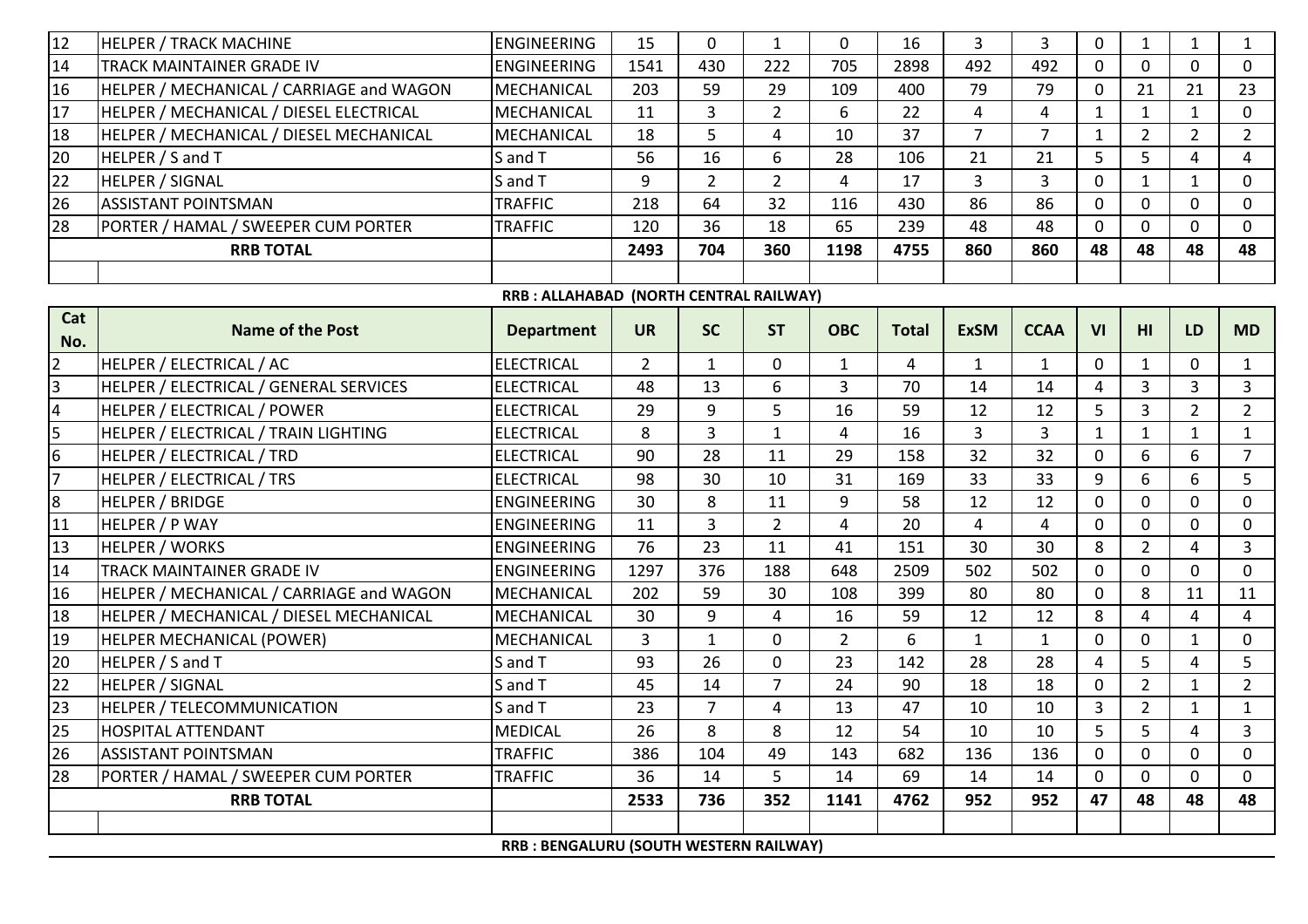| Cat No. | Name of the Post | Department | UR | SC | ST | OBC | Total | ExSM | CCAA | VI | HI | LD | MD |
|---|---|---|---|---|---|---|---|---|---|---|---|---|---|
| 12 | HELPER / TRACK MACHINE | ENGINEERING | 15 | 0 | 1 | 0 | 16 | 3 | 3 | 0 | 1 | 1 | 1 |
| 14 | TRACK MAINTAINER GRADE IV | ENGINEERING | 1541 | 430 | 222 | 705 | 2898 | 492 | 492 | 0 | 0 | 0 | 0 |
| 16 | HELPER / MECHANICAL / CARRIAGE and WAGON | MECHANICAL | 203 | 59 | 29 | 109 | 400 | 79 | 79 | 0 | 21 | 21 | 23 |
| 17 | HELPER / MECHANICAL / DIESEL ELECTRICAL | MECHANICAL | 11 | 3 | 2 | 6 | 22 | 4 | 4 | 1 | 1 | 1 | 0 |
| 18 | HELPER / MECHANICAL / DIESEL MECHANICAL | MECHANICAL | 18 | 5 | 4 | 10 | 37 | 7 | 7 | 1 | 2 | 2 | 2 |
| 20 | HELPER / S and T | S and T | 56 | 16 | 6 | 28 | 106 | 21 | 21 | 5 | 5 | 4 | 4 |
| 22 | HELPER / SIGNAL | S and T | 9 | 2 | 2 | 4 | 17 | 3 | 3 | 0 | 1 | 1 | 0 |
| 26 | ASSISTANT POINTSMAN | TRAFFIC | 218 | 64 | 32 | 116 | 430 | 86 | 86 | 0 | 0 | 0 | 0 |
| 28 | PORTER / HAMAL / SWEEPER CUM PORTER | TRAFFIC | 120 | 36 | 18 | 65 | 239 | 48 | 48 | 0 | 0 | 0 | 0 |
| | **RRB TOTAL** | | **2493** | **704** | **360** | **1198** | **4755** | **860** | **860** | **48** | **48** | **48** | **48** |

**RRB : ALLAHABAD (NORTH CENTRAL RAILWAY)**

| Cat No. | Name of the Post | Department | UR | SC | ST | OBC | Total | ExSM | CCAA | VI | HI | LD | MD |
|---|---|---|---|---|---|---|---|---|---|---|---|---|---|
| 2 | HELPER / ELECTRICAL / AC | ELECTRICAL | 2 | 1 | 0 | 1 | 4 | 1 | 1 | 0 | 1 | 0 | 1 |
| 3 | HELPER / ELECTRICAL / GENERAL SERVICES | ELECTRICAL | 48 | 13 | 6 | 3 | 70 | 14 | 14 | 4 | 3 | 3 | 3 |
| 4 | HELPER / ELECTRICAL / POWER | ELECTRICAL | 29 | 9 | 5 | 16 | 59 | 12 | 12 | 5 | 3 | 2 | 2 |
| 5 | HELPER / ELECTRICAL / TRAIN LIGHTING | ELECTRICAL | 8 | 3 | 1 | 4 | 16 | 3 | 3 | 1 | 1 | 1 | 1 |
| 6 | HELPER / ELECTRICAL / TRD | ELECTRICAL | 90 | 28 | 11 | 29 | 158 | 32 | 32 | 0 | 6 | 6 | 7 |
| 7 | HELPER / ELECTRICAL / TRS | ELECTRICAL | 98 | 30 | 10 | 31 | 169 | 33 | 33 | 9 | 6 | 6 | 5 |
| 8 | HELPER / BRIDGE | ENGINEERING | 30 | 8 | 11 | 9 | 58 | 12 | 12 | 0 | 0 | 0 | 0 |
| 11 | HELPER / P WAY | ENGINEERING | 11 | 3 | 2 | 4 | 20 | 4 | 4 | 0 | 0 | 0 | 0 |
| 13 | HELPER / WORKS | ENGINEERING | 76 | 23 | 11 | 41 | 151 | 30 | 30 | 8 | 2 | 4 | 3 |
| 14 | TRACK MAINTAINER GRADE IV | ENGINEERING | 1297 | 376 | 188 | 648 | 2509 | 502 | 502 | 0 | 0 | 0 | 0 |
| 16 | HELPER / MECHANICAL / CARRIAGE and WAGON | MECHANICAL | 202 | 59 | 30 | 108 | 399 | 80 | 80 | 0 | 8 | 11 | 11 |
| 18 | HELPER / MECHANICAL / DIESEL MECHANICAL | MECHANICAL | 30 | 9 | 4 | 16 | 59 | 12 | 12 | 8 | 4 | 4 | 4 |
| 19 | HELPER MECHANICAL (POWER) | MECHANICAL | 3 | 1 | 0 | 2 | 6 | 1 | 1 | 0 | 0 | 1 | 0 |
| 20 | HELPER / S and T | S and T | 93 | 26 | 0 | 23 | 142 | 28 | 28 | 4 | 5 | 4 | 5 |
| 22 | HELPER / SIGNAL | S and T | 45 | 14 | 7 | 24 | 90 | 18 | 18 | 0 | 2 | 1 | 2 |
| 23 | HELPER / TELECOMMUNICATION | S and T | 23 | 7 | 4 | 13 | 47 | 10 | 10 | 3 | 2 | 1 | 1 |
| 25 | HOSPITAL ATTENDANT | MEDICAL | 26 | 8 | 8 | 12 | 54 | 10 | 10 | 5 | 5 | 4 | 3 |
| 26 | ASSISTANT POINTSMAN | TRAFFIC | 386 | 104 | 49 | 143 | 682 | 136 | 136 | 0 | 0 | 0 | 0 |
| 28 | PORTER / HAMAL / SWEEPER CUM PORTER | TRAFFIC | 36 | 14 | 5 | 14 | 69 | 14 | 14 | 0 | 0 | 0 | 0 |
| | **RRB TOTAL** | | **2533** | **736** | **352** | **1141** | **4762** | **952** | **952** | **47** | **48** | **48** | **48** |

**RRB : BENGALURU (SOUTH WESTERN RAILWAY)**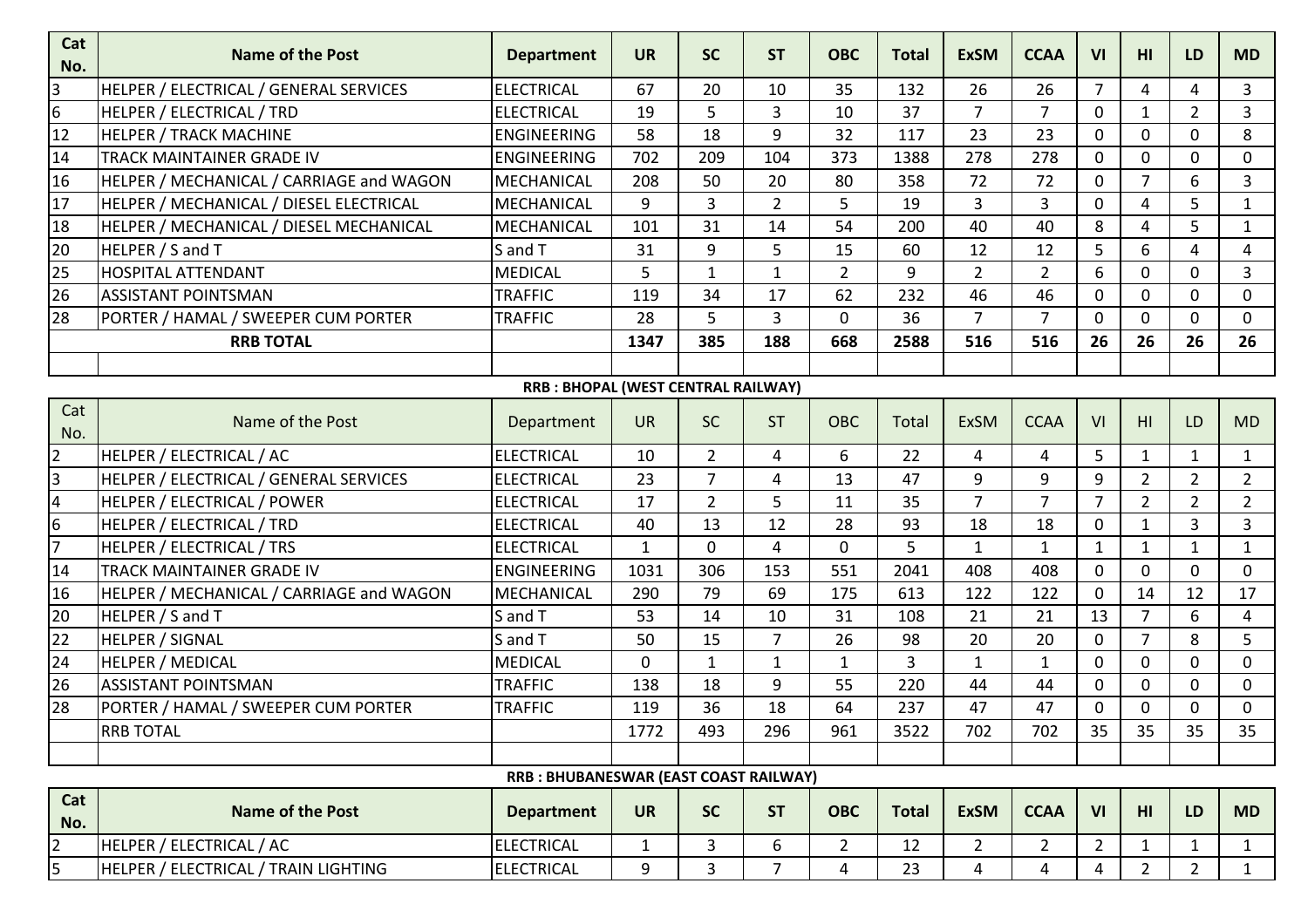| Cat No. | Name of the Post | Department | UR | SC | ST | OBC | Total | ExSM | CCAA | VI | HI | LD | MD |
|---|---|---|---|---|---|---|---|---|---|---|---|---|---|
| 3 | HELPER / ELECTRICAL / GENERAL SERVICES | ELECTRICAL | 67 | 20 | 10 | 35 | 132 | 26 | 26 | 7 | 4 | 4 | 3 |
| 6 | HELPER / ELECTRICAL / TRD | ELECTRICAL | 19 | 5 | 3 | 10 | 37 | 7 | 7 | 0 | 1 | 2 | 3 |
| 12 | HELPER / TRACK MACHINE | ENGINEERING | 58 | 18 | 9 | 32 | 117 | 23 | 23 | 0 | 0 | 0 | 8 |
| 14 | TRACK MAINTAINER GRADE IV | ENGINEERING | 702 | 209 | 104 | 373 | 1388 | 278 | 278 | 0 | 0 | 0 | 0 |
| 16 | HELPER / MECHANICAL / CARRIAGE and WAGON | MECHANICAL | 208 | 50 | 20 | 80 | 358 | 72 | 72 | 0 | 7 | 6 | 3 |
| 17 | HELPER / MECHANICAL / DIESEL ELECTRICAL | MECHANICAL | 9 | 3 | 2 | 5 | 19 | 3 | 3 | 0 | 4 | 5 | 1 |
| 18 | HELPER / MECHANICAL / DIESEL MECHANICAL | MECHANICAL | 101 | 31 | 14 | 54 | 200 | 40 | 40 | 8 | 4 | 5 | 1 |
| 20 | HELPER / S and T | S and T | 31 | 9 | 5 | 15 | 60 | 12 | 12 | 5 | 6 | 4 | 4 |
| 25 | HOSPITAL ATTENDANT | MEDICAL | 5 | 1 | 1 | 2 | 9 | 2 | 2 | 6 | 0 | 0 | 3 |
| 26 | ASSISTANT POINTSMAN | TRAFFIC | 119 | 34 | 17 | 62 | 232 | 46 | 46 | 0 | 0 | 0 | 0 |
| 28 | PORTER / HAMAL / SWEEPER CUM PORTER | TRAFFIC | 28 | 5 | 3 | 0 | 36 | 7 | 7 | 0 | 0 | 0 | 0 |
| | **RRB TOTAL** | | **1347** | **385** | **188** | **668** | **2588** | **516** | **516** | **26** | **26** | **26** | **26** |

**RRB : BHOPAL (WEST CENTRAL RAILWAY)**

| Cat No. | Name of the Post | Department | UR | SC | ST | OBC | Total | ExSM | CCAA | VI | HI | LD | MD |
|---|---|---|---|---|---|---|---|---|---|---|---|---|---|
| 2 | HELPER / ELECTRICAL / AC | ELECTRICAL | 10 | 2 | 4 | 6 | 22 | 4 | 4 | 5 | 1 | 1 | 1 |
| 3 | HELPER / ELECTRICAL / GENERAL SERVICES | ELECTRICAL | 23 | 7 | 4 | 13 | 47 | 9 | 9 | 9 | 2 | 2 | 2 |
| 4 | HELPER / ELECTRICAL / POWER | ELECTRICAL | 17 | 2 | 5 | 11 | 35 | 7 | 7 | 7 | 2 | 2 | 2 |
| 6 | HELPER / ELECTRICAL / TRD | ELECTRICAL | 40 | 13 | 12 | 28 | 93 | 18 | 18 | 0 | 1 | 3 | 3 |
| 7 | HELPER / ELECTRICAL / TRS | ELECTRICAL | 1 | 0 | 4 | 0 | 5 | 1 | 1 | 1 | 1 | 1 | 1 |
| 14 | TRACK MAINTAINER GRADE IV | ENGINEERING | 1031 | 306 | 153 | 551 | 2041 | 408 | 408 | 0 | 0 | 0 | 0 |
| 16 | HELPER / MECHANICAL / CARRIAGE and WAGON | MECHANICAL | 290 | 79 | 69 | 175 | 613 | 122 | 122 | 0 | 14 | 12 | 17 |
| 20 | HELPER / S and T | S and T | 53 | 14 | 10 | 31 | 108 | 21 | 21 | 13 | 7 | 6 | 4 |
| 22 | HELPER / SIGNAL | S and T | 50 | 15 | 7 | 26 | 98 | 20 | 20 | 0 | 7 | 8 | 5 |
| 24 | HELPER / MEDICAL | MEDICAL | 0 | 1 | 1 | 1 | 3 | 1 | 1 | 0 | 0 | 0 | 0 |
| 26 | ASSISTANT POINTSMAN | TRAFFIC | 138 | 18 | 9 | 55 | 220 | 44 | 44 | 0 | 0 | 0 | 0 |
| 28 | PORTER / HAMAL / SWEEPER CUM PORTER | TRAFFIC | 119 | 36 | 18 | 64 | 237 | 47 | 47 | 0 | 0 | 0 | 0 |
| | RRB TOTAL | | 1772 | 493 | 296 | 961 | 3522 | 702 | 702 | 35 | 35 | 35 | 35 |

**RRB : BHUBANESWAR (EAST COAST RAILWAY)**

| Cat No. | Name of the Post | Department | UR | SC | ST | OBC | Total | ExSM | CCAA | VI | HI | LD | MD |
|---|---|---|---|---|---|---|---|---|---|---|---|---|---|
| 2 | HELPER / ELECTRICAL / AC | ELECTRICAL | 1 | 3 | 6 | 2 | 12 | 2 | 2 | 2 | 1 | 1 | 1 |
| 5 | HELPER / ELECTRICAL / TRAIN LIGHTING | ELECTRICAL | 9 | 3 | 7 | 4 | 23 | 4 | 4 | 4 | 2 | 2 | 1 |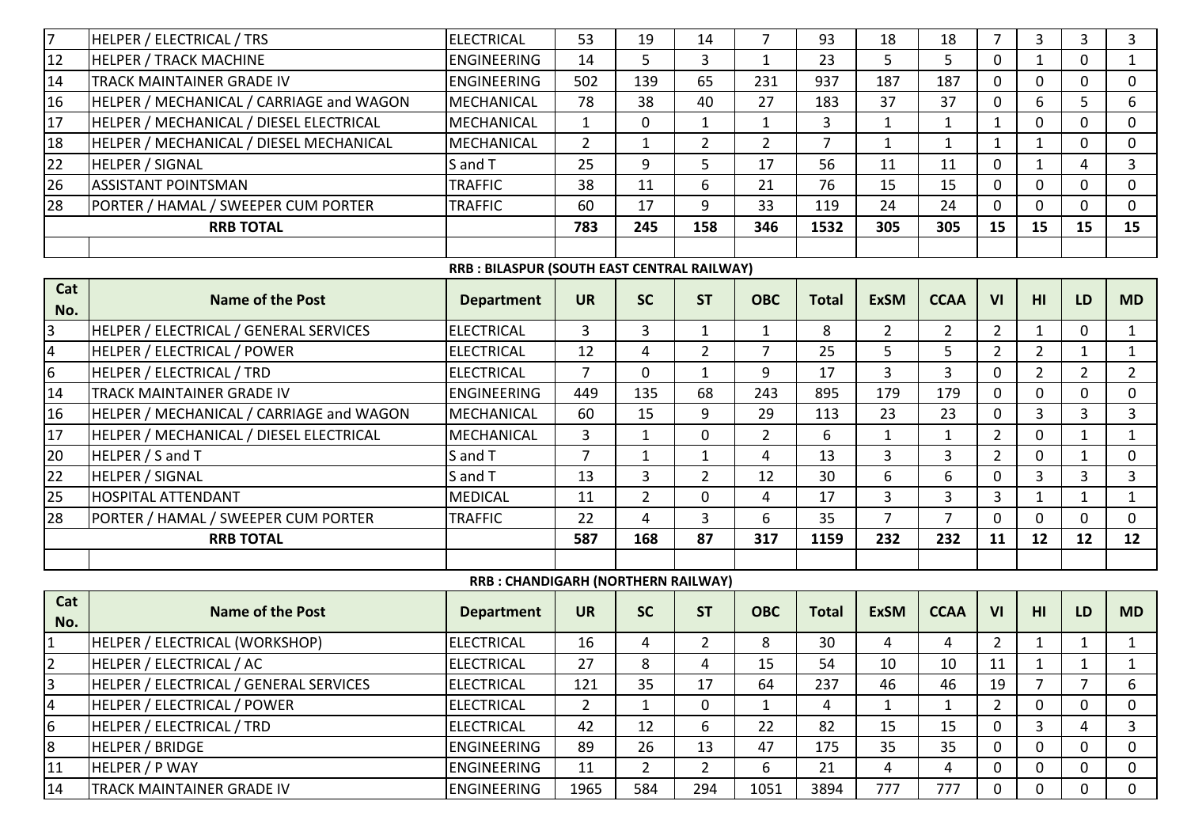| Cat No. | Name of the Post | Department | UR | SC | ST | OBC | Total | ExSM | CCAA | VI | HI | LD | MD |
|---|---|---|---|---|---|---|---|---|---|---|---|---|---|
| 7 | HELPER / ELECTRICAL / TRS | ELECTRICAL | 53 | 19 | 14 | 7 | 93 | 18 | 18 | 7 | 3 | 3 | 3 |
| 12 | HELPER / TRACK MACHINE | ENGINEERING | 14 | 5 | 3 | 1 | 23 | 5 | 5 | 0 | 1 | 0 | 1 |
| 14 | TRACK MAINTAINER GRADE IV | ENGINEERING | 502 | 139 | 65 | 231 | 937 | 187 | 187 | 0 | 0 | 0 | 0 |
| 16 | HELPER / MECHANICAL / CARRIAGE and WAGON | MECHANICAL | 78 | 38 | 40 | 27 | 183 | 37 | 37 | 0 | 6 | 5 | 6 |
| 17 | HELPER / MECHANICAL / DIESEL ELECTRICAL | MECHANICAL | 1 | 0 | 1 | 1 | 3 | 1 | 1 | 1 | 0 | 0 | 0 |
| 18 | HELPER / MECHANICAL / DIESEL MECHANICAL | MECHANICAL | 2 | 1 | 2 | 2 | 7 | 1 | 1 | 1 | 1 | 0 | 0 |
| 22 | HELPER / SIGNAL | S and T | 25 | 9 | 5 | 17 | 56 | 11 | 11 | 0 | 1 | 4 | 3 |
| 26 | ASSISTANT POINTSMAN | TRAFFIC | 38 | 11 | 6 | 21 | 76 | 15 | 15 | 0 | 0 | 0 | 0 |
| 28 | PORTER / HAMAL / SWEEPER CUM PORTER | TRAFFIC | 60 | 17 | 9 | 33 | 119 | 24 | 24 | 0 | 0 | 0 | 0 |
| | **RRB TOTAL** | | **783** | **245** | **158** | **346** | **1532** | **305** | **305** | **15** | **15** | **15** | **15** |

**RRB : BILASPUR (SOUTH EAST CENTRAL RAILWAY)**

| Cat No. | Name of the Post | Department | UR | SC | ST | OBC | Total | ExSM | CCAA | VI | HI | LD | MD |
|---|---|---|---|---|---|---|---|---|---|---|---|---|---|
| 3 | HELPER / ELECTRICAL / GENERAL SERVICES | ELECTRICAL | 3 | 3 | 1 | 1 | 8 | 2 | 2 | 2 | 1 | 0 | 1 |
| 4 | HELPER / ELECTRICAL / POWER | ELECTRICAL | 12 | 4 | 2 | 7 | 25 | 5 | 5 | 2 | 2 | 1 | 1 |
| 6 | HELPER / ELECTRICAL / TRD | ELECTRICAL | 7 | 0 | 1 | 9 | 17 | 3 | 3 | 0 | 2 | 2 | 2 |
| 14 | TRACK MAINTAINER GRADE IV | ENGINEERING | 449 | 135 | 68 | 243 | 895 | 179 | 179 | 0 | 0 | 0 | 0 |
| 16 | HELPER / MECHANICAL / CARRIAGE and WAGON | MECHANICAL | 60 | 15 | 9 | 29 | 113 | 23 | 23 | 0 | 3 | 3 | 3 |
| 17 | HELPER / MECHANICAL / DIESEL ELECTRICAL | MECHANICAL | 3 | 1 | 0 | 2 | 6 | 1 | 1 | 2 | 0 | 1 | 1 |
| 20 | HELPER / S and T | S and T | 7 | 1 | 1 | 4 | 13 | 3 | 3 | 2 | 0 | 1 | 0 |
| 22 | HELPER / SIGNAL | S and T | 13 | 3 | 2 | 12 | 30 | 6 | 6 | 0 | 3 | 3 | 3 |
| 25 | HOSPITAL ATTENDANT | MEDICAL | 11 | 2 | 0 | 4 | 17 | 3 | 3 | 3 | 1 | 1 | 1 |
| 28 | PORTER / HAMAL / SWEEPER CUM PORTER | TRAFFIC | 22 | 4 | 3 | 6 | 35 | 7 | 7 | 0 | 0 | 0 | 0 |
| | **RRB TOTAL** | | **587** | **168** | **87** | **317** | **1159** | **232** | **232** | **11** | **12** | **12** | **12** |

**RRB : CHANDIGARH (NORTHERN RAILWAY)**

| Cat No. | Name of the Post | Department | UR | SC | ST | OBC | Total | ExSM | CCAA | VI | HI | LD | MD |
|---|---|---|---|---|---|---|---|---|---|---|---|---|---|
| 1 | HELPER / ELECTRICAL (WORKSHOP) | ELECTRICAL | 16 | 4 | 2 | 8 | 30 | 4 | 4 | 2 | 1 | 1 | 1 |
| 2 | HELPER / ELECTRICAL / AC | ELECTRICAL | 27 | 8 | 4 | 15 | 54 | 10 | 10 | 11 | 1 | 1 | 1 |
| 3 | HELPER / ELECTRICAL / GENERAL SERVICES | ELECTRICAL | 121 | 35 | 17 | 64 | 237 | 46 | 46 | 19 | 7 | 7 | 6 |
| 4 | HELPER / ELECTRICAL / POWER | ELECTRICAL | 2 | 1 | 0 | 1 | 4 | 1 | 1 | 2 | 0 | 0 | 0 |
| 6 | HELPER / ELECTRICAL / TRD | ELECTRICAL | 42 | 12 | 6 | 22 | 82 | 15 | 15 | 0 | 3 | 4 | 3 |
| 8 | HELPER / BRIDGE | ENGINEERING | 89 | 26 | 13 | 47 | 175 | 35 | 35 | 0 | 0 | 0 | 0 |
| 11 | HELPER / P WAY | ENGINEERING | 11 | 2 | 2 | 6 | 21 | 4 | 4 | 0 | 0 | 0 | 0 |
| 14 | TRACK MAINTAINER GRADE IV | ENGINEERING | 1965 | 584 | 294 | 1051 | 3894 | 777 | 777 | 0 | 0 | 0 | 0 |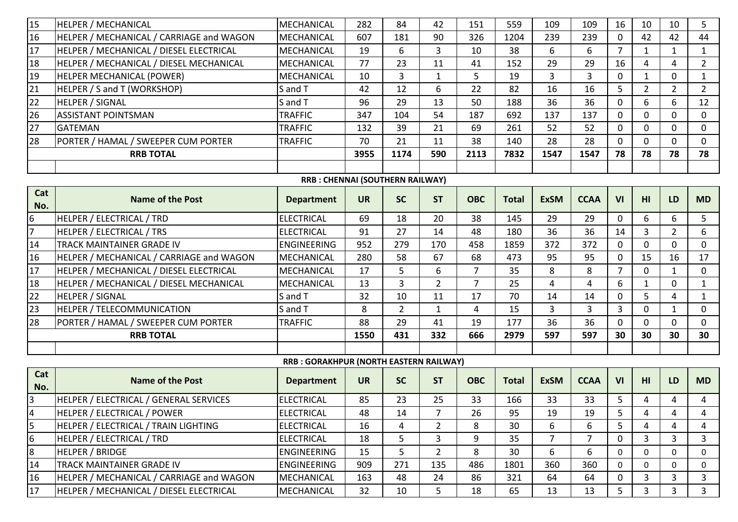| Cat No. | Name of the Post | Department | UR | SC | ST | OBC | Total | ExSM | CCAA | VI | HI | LD | MD |
|---|---|---|---|---|---|---|---|---|---|---|---|---|---|
| 15 | HELPER / MECHANICAL | MECHANICAL | 282 | 84 | 42 | 151 | 559 | 109 | 109 | 16 | 10 | 10 | 5 |
| 16 | HELPER / MECHANICAL / CARRIAGE and WAGON | MECHANICAL | 607 | 181 | 90 | 326 | 1204 | 239 | 239 | 0 | 42 | 42 | 44 |
| 17 | HELPER / MECHANICAL / DIESEL ELECTRICAL | MECHANICAL | 19 | 6 | 3 | 10 | 38 | 6 | 6 | 7 | 1 | 1 | 1 |
| 18 | HELPER / MECHANICAL / DIESEL MECHANICAL | MECHANICAL | 77 | 23 | 11 | 41 | 152 | 29 | 29 | 16 | 4 | 4 | 2 |
| 19 | HELPER MECHANICAL (POWER) | MECHANICAL | 10 | 3 | 1 | 5 | 19 | 3 | 3 | 0 | 1 | 0 | 1 |
| 21 | HELPER / S and T (WORKSHOP) | S and T | 42 | 12 | 6 | 22 | 82 | 16 | 16 | 5 | 2 | 2 | 2 |
| 22 | HELPER / SIGNAL | S and T | 96 | 29 | 13 | 50 | 188 | 36 | 36 | 0 | 6 | 6 | 12 |
| 26 | ASSISTANT POINTSMAN | TRAFFIC | 347 | 104 | 54 | 187 | 692 | 137 | 137 | 0 | 0 | 0 | 0 |
| 27 | GATEMAN | TRAFFIC | 132 | 39 | 21 | 69 | 261 | 52 | 52 | 0 | 0 | 0 | 0 |
| 28 | PORTER / HAMAL / SWEEPER CUM PORTER | TRAFFIC | 70 | 21 | 11 | 38 | 140 | 28 | 28 | 0 | 0 | 0 | 0 |
| | **RRB TOTAL** | | **3955** | **1174** | **590** | **2113** | **7832** | **1547** | **1547** | **78** | **78** | **78** | **78** |

**RRB : CHENNAI (SOUTHERN RAILWAY)**

| Cat No. | Name of the Post | Department | UR | SC | ST | OBC | Total | ExSM | CCAA | VI | HI | LD | MD |
|---|---|---|---|---|---|---|---|---|---|---|---|---|---|
| 6 | HELPER / ELECTRICAL / TRD | ELECTRICAL | 69 | 18 | 20 | 38 | 145 | 29 | 29 | 0 | 6 | 6 | 5 |
| 7 | HELPER / ELECTRICAL / TRS | ELECTRICAL | 91 | 27 | 14 | 48 | 180 | 36 | 36 | 14 | 3 | 2 | 6 |
| 14 | TRACK MAINTAINER GRADE IV | ENGINEERING | 952 | 279 | 170 | 458 | 1859 | 372 | 372 | 0 | 0 | 0 | 0 |
| 16 | HELPER / MECHANICAL / CARRIAGE and WAGON | MECHANICAL | 280 | 58 | 67 | 68 | 473 | 95 | 95 | 0 | 15 | 16 | 17 |
| 17 | HELPER / MECHANICAL / DIESEL ELECTRICAL | MECHANICAL | 17 | 5 | 6 | 7 | 35 | 8 | 8 | 7 | 0 | 1 | 0 |
| 18 | HELPER / MECHANICAL / DIESEL MECHANICAL | MECHANICAL | 13 | 3 | 2 | 7 | 25 | 4 | 4 | 6 | 1 | 0 | 1 |
| 22 | HELPER / SIGNAL | S and T | 32 | 10 | 11 | 17 | 70 | 14 | 14 | 0 | 5 | 4 | 1 |
| 23 | HELPER / TELECOMMUNICATION | S and T | 8 | 2 | 1 | 4 | 15 | 3 | 3 | 3 | 0 | 1 | 0 |
| 28 | PORTER / HAMAL / SWEEPER CUM PORTER | TRAFFIC | 88 | 29 | 41 | 19 | 177 | 36 | 36 | 0 | 0 | 0 | 0 |
| | **RRB TOTAL** | | **1550** | **431** | **332** | **666** | **2979** | **597** | **597** | **30** | **30** | **30** | **30** |

**RRB : GORAKHPUR (NORTH EASTERN RAILWAY)**

| Cat No. | Name of the Post | Department | UR | SC | ST | OBC | Total | ExSM | CCAA | VI | HI | LD | MD |
|---|---|---|---|---|---|---|---|---|---|---|---|---|---|
| 3 | HELPER / ELECTRICAL / GENERAL SERVICES | ELECTRICAL | 85 | 23 | 25 | 33 | 166 | 33 | 33 | 5 | 4 | 4 | 4 |
| 4 | HELPER / ELECTRICAL / POWER | ELECTRICAL | 48 | 14 | 7 | 26 | 95 | 19 | 19 | 5 | 4 | 4 | 4 |
| 5 | HELPER / ELECTRICAL / TRAIN LIGHTING | ELECTRICAL | 16 | 4 | 2 | 8 | 30 | 6 | 6 | 5 | 4 | 4 | 4 |
| 6 | HELPER / ELECTRICAL / TRD | ELECTRICAL | 18 | 5 | 3 | 9 | 35 | 7 | 7 | 0 | 3 | 3 | 3 |
| 8 | HELPER / BRIDGE | ENGINEERING | 15 | 5 | 2 | 8 | 30 | 6 | 6 | 0 | 0 | 0 | 0 |
| 14 | TRACK MAINTAINER GRADE IV | ENGINEERING | 909 | 271 | 135 | 486 | 1801 | 360 | 360 | 0 | 0 | 0 | 0 |
| 16 | HELPER / MECHANICAL / CARRIAGE and WAGON | MECHANICAL | 163 | 48 | 24 | 86 | 321 | 64 | 64 | 0 | 3 | 3 | 3 |
| 17 | HELPER / MECHANICAL / DIESEL ELECTRICAL | MECHANICAL | 32 | 10 | 5 | 18 | 65 | 13 | 13 | 5 | 3 | 3 | 3 |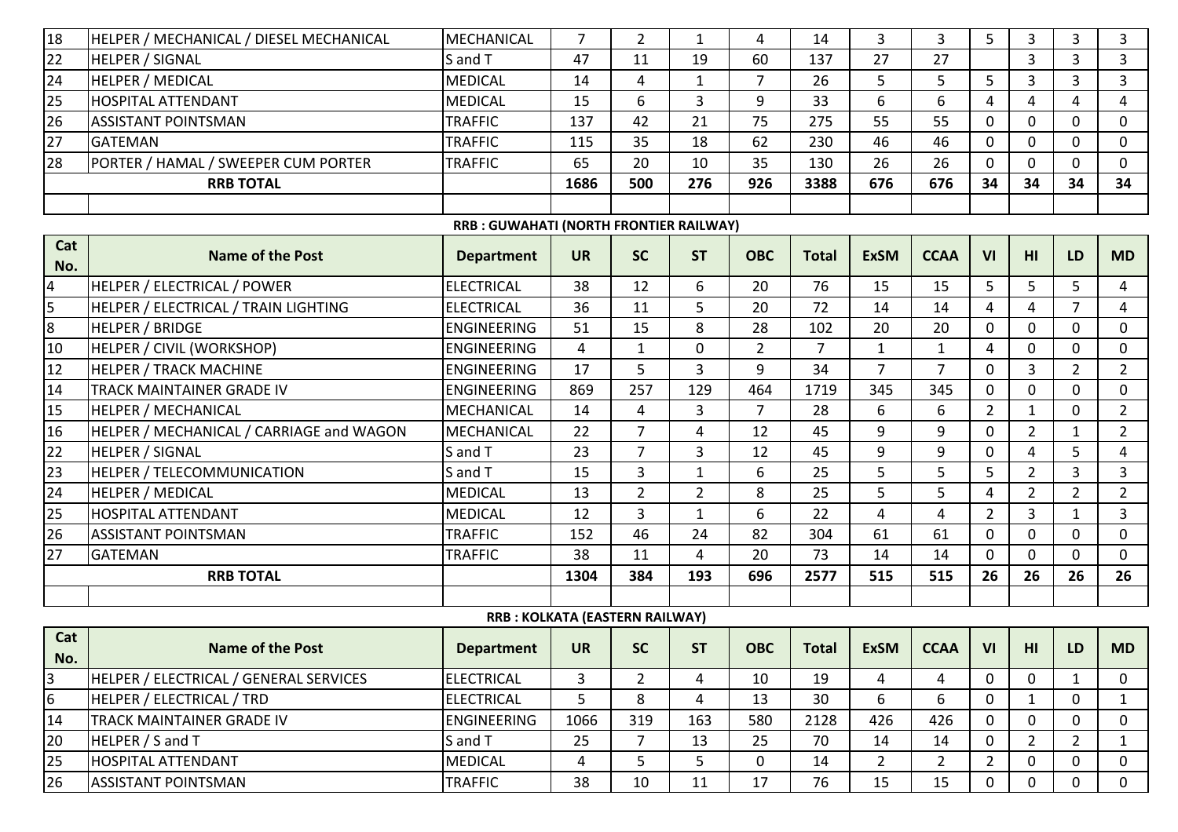| Cat No. | Name of the Post | Department | UR | SC | ST | OBC | Total | ExSM | CCAA | VI | HI | LD | MD |
|---|---|---|---|---|---|---|---|---|---|---|---|---|---|
| 18 | HELPER / MECHANICAL / DIESEL MECHANICAL | MECHANICAL | 7 | 2 | 1 | 4 | 14 | 3 | 3 | 5 | 3 | 3 | 3 |
| 22 | HELPER / SIGNAL | S and T | 47 | 11 | 19 | 60 | 137 | 27 | 27 | | 3 | 3 | 3 |
| 24 | HELPER / MEDICAL | MEDICAL | 14 | 4 | 1 | 7 | 26 | 5 | 5 | 5 | 3 | 3 | 3 |
| 25 | HOSPITAL ATTENDANT | MEDICAL | 15 | 6 | 3 | 9 | 33 | 6 | 6 | 4 | 4 | 4 | 4 |
| 26 | ASSISTANT POINTSMAN | TRAFFIC | 137 | 42 | 21 | 75 | 275 | 55 | 55 | 0 | 0 | 0 | 0 |
| 27 | GATEMAN | TRAFFIC | 115 | 35 | 18 | 62 | 230 | 46 | 46 | 0 | 0 | 0 | 0 |
| 28 | PORTER / HAMAL / SWEEPER CUM PORTER | TRAFFIC | 65 | 20 | 10 | 35 | 130 | 26 | 26 | 0 | 0 | 0 | 0 |
| | **RRB TOTAL** | | **1686** | **500** | **276** | **926** | **3388** | **676** | **676** | **34** | **34** | **34** | **34** |

**RRB : GUWAHATI (NORTH FRONTIER RAILWAY)**

| Cat No. | Name of the Post | Department | UR | SC | ST | OBC | Total | ExSM | CCAA | VI | HI | LD | MD |
|---|---|---|---|---|---|---|---|---|---|---|---|---|---|
| 4 | HELPER / ELECTRICAL / POWER | ELECTRICAL | 38 | 12 | 6 | 20 | 76 | 15 | 15 | 5 | 5 | 5 | 4 |
| 5 | HELPER / ELECTRICAL / TRAIN LIGHTING | ELECTRICAL | 36 | 11 | 5 | 20 | 72 | 14 | 14 | 4 | 4 | 7 | 4 |
| 8 | HELPER / BRIDGE | ENGINEERING | 51 | 15 | 8 | 28 | 102 | 20 | 20 | 0 | 0 | 0 | 0 |
| 10 | HELPER / CIVIL (WORKSHOP) | ENGINEERING | 4 | 1 | 0 | 2 | 7 | 1 | 1 | 4 | 0 | 0 | 0 |
| 12 | HELPER / TRACK MACHINE | ENGINEERING | 17 | 5 | 3 | 9 | 34 | 7 | 7 | 0 | 3 | 2 | 2 |
| 14 | TRACK MAINTAINER GRADE IV | ENGINEERING | 869 | 257 | 129 | 464 | 1719 | 345 | 345 | 0 | 0 | 0 | 0 |
| 15 | HELPER / MECHANICAL | MECHANICAL | 14 | 4 | 3 | 7 | 28 | 6 | 6 | 2 | 1 | 0 | 2 |
| 16 | HELPER / MECHANICAL / CARRIAGE and WAGON | MECHANICAL | 22 | 7 | 4 | 12 | 45 | 9 | 9 | 0 | 2 | 1 | 2 |
| 22 | HELPER / SIGNAL | S and T | 23 | 7 | 3 | 12 | 45 | 9 | 9 | 0 | 4 | 5 | 4 |
| 23 | HELPER / TELECOMMUNICATION | S and T | 15 | 3 | 1 | 6 | 25 | 5 | 5 | 5 | 2 | 3 | 3 |
| 24 | HELPER / MEDICAL | MEDICAL | 13 | 2 | 2 | 8 | 25 | 5 | 5 | 4 | 2 | 2 | 2 |
| 25 | HOSPITAL ATTENDANT | MEDICAL | 12 | 3 | 1 | 6 | 22 | 4 | 4 | 2 | 3 | 1 | 3 |
| 26 | ASSISTANT POINTSMAN | TRAFFIC | 152 | 46 | 24 | 82 | 304 | 61 | 61 | 0 | 0 | 0 | 0 |
| 27 | GATEMAN | TRAFFIC | 38 | 11 | 4 | 20 | 73 | 14 | 14 | 0 | 0 | 0 | 0 |
| | **RRB TOTAL** | | **1304** | **384** | **193** | **696** | **2577** | **515** | **515** | **26** | **26** | **26** | **26** |

**RRB : KOLKATA (EASTERN RAILWAY)**

| Cat No. | Name of the Post | Department | UR | SC | ST | OBC | Total | ExSM | CCAA | VI | HI | LD | MD |
|---|---|---|---|---|---|---|---|---|---|---|---|---|---|
| 3 | HELPER / ELECTRICAL / GENERAL SERVICES | ELECTRICAL | 3 | 2 | 4 | 10 | 19 | 4 | 4 | 0 | 0 | 1 | 0 |
| 6 | HELPER / ELECTRICAL / TRD | ELECTRICAL | 5 | 8 | 4 | 13 | 30 | 6 | 6 | 0 | 1 | 0 | 1 |
| 14 | TRACK MAINTAINER GRADE IV | ENGINEERING | 1066 | 319 | 163 | 580 | 2128 | 426 | 426 | 0 | 0 | 0 | 0 |
| 20 | HELPER / S and T | S and T | 25 | 7 | 13 | 25 | 70 | 14 | 14 | 0 | 2 | 2 | 1 |
| 25 | HOSPITAL ATTENDANT | MEDICAL | 4 | 5 | 5 | 0 | 14 | 2 | 2 | 2 | 0 | 0 | 0 |
| 26 | ASSISTANT POINTSMAN | TRAFFIC | 38 | 10 | 11 | 17 | 76 | 15 | 15 | 0 | 0 | 0 | 0 |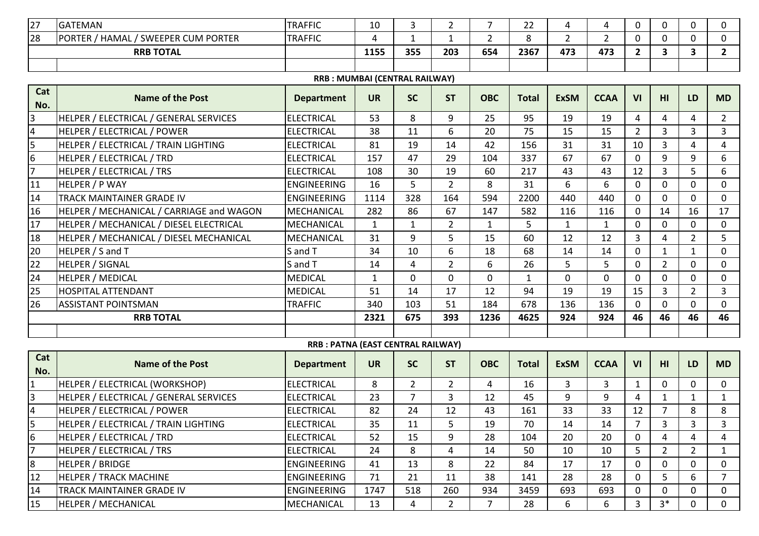| 27 | GATEMAN | TRAFFIC | 10 | 3 | 2 | 7 | 22 | 4 | 4 | 0 | 0 | 0 | 0 |
|---|---|---|---|---|---|---|---|---|---|---|---|---|---|
| 28 | PORTER / HAMAL / SWEEPER CUM PORTER | TRAFFIC | 4 | 1 | 1 | 2 | 8 | 2 | 2 | 0 | 0 | 0 | 0 |
| | **RRB TOTAL** | | **1155** | **355** | **203** | **654** | **2367** | **473** | **473** | **2** | **3** | **3** | **2** |

**RRB : MUMBAI (CENTRAL RAILWAY)**

| Cat No. | Name of the Post | Department | UR | SC | ST | OBC | Total | ExSM | CCAA | VI | HI | LD | MD |
|---|---|---|---|---|---|---|---|---|---|---|---|---|---|
| 3 | HELPER / ELECTRICAL / GENERAL SERVICES | ELECTRICAL | 53 | 8 | 9 | 25 | 95 | 19 | 19 | 4 | 4 | 4 | 2 |
| 4 | HELPER / ELECTRICAL / POWER | ELECTRICAL | 38 | 11 | 6 | 20 | 75 | 15 | 15 | 2 | 3 | 3 | 3 |
| 5 | HELPER / ELECTRICAL / TRAIN LIGHTING | ELECTRICAL | 81 | 19 | 14 | 42 | 156 | 31 | 31 | 10 | 3 | 4 | 4 |
| 6 | HELPER / ELECTRICAL / TRD | ELECTRICAL | 157 | 47 | 29 | 104 | 337 | 67 | 67 | 0 | 9 | 9 | 6 |
| 7 | HELPER / ELECTRICAL / TRS | ELECTRICAL | 108 | 30 | 19 | 60 | 217 | 43 | 43 | 12 | 3 | 5 | 6 |
| 11 | HELPER / P WAY | ENGINEERING | 16 | 5 | 2 | 8 | 31 | 6 | 6 | 0 | 0 | 0 | 0 |
| 14 | TRACK MAINTAINER GRADE IV | ENGINEERING | 1114 | 328 | 164 | 594 | 2200 | 440 | 440 | 0 | 0 | 0 | 0 |
| 16 | HELPER / MECHANICAL / CARRIAGE and WAGON | MECHANICAL | 282 | 86 | 67 | 147 | 582 | 116 | 116 | 0 | 14 | 16 | 17 |
| 17 | HELPER / MECHANICAL / DIESEL ELECTRICAL | MECHANICAL | 1 | 1 | 2 | 1 | 5 | 1 | 1 | 0 | 0 | 0 | 0 |
| 18 | HELPER / MECHANICAL / DIESEL MECHANICAL | MECHANICAL | 31 | 9 | 5 | 15 | 60 | 12 | 12 | 3 | 4 | 2 | 5 |
| 20 | HELPER / S and T | S and T | 34 | 10 | 6 | 18 | 68 | 14 | 14 | 0 | 1 | 1 | 0 |
| 22 | HELPER / SIGNAL | S and T | 14 | 4 | 2 | 6 | 26 | 5 | 5 | 0 | 2 | 0 | 0 |
| 24 | HELPER / MEDICAL | MEDICAL | 1 | 0 | 0 | 0 | 1 | 0 | 0 | 0 | 0 | 0 | 0 |
| 25 | HOSPITAL ATTENDANT | MEDICAL | 51 | 14 | 17 | 12 | 94 | 19 | 19 | 15 | 3 | 2 | 3 |
| 26 | ASSISTANT POINTSMAN | TRAFFIC | 340 | 103 | 51 | 184 | 678 | 136 | 136 | 0 | 0 | 0 | 0 |
| | **RRB TOTAL** | | **2321** | **675** | **393** | **1236** | **4625** | **924** | **924** | **46** | **46** | **46** | **46** |

**RRB : PATNA (EAST CENTRAL RAILWAY)**

| Cat No. | Name of the Post | Department | UR | SC | ST | OBC | Total | ExSM | CCAA | VI | HI | LD | MD |
|---|---|---|---|---|---|---|---|---|---|---|---|---|---|
| 1 | HELPER / ELECTRICAL (WORKSHOP) | ELECTRICAL | 8 | 2 | 2 | 4 | 16 | 3 | 3 | 1 | 0 | 0 | 0 |
| 3 | HELPER / ELECTRICAL / GENERAL SERVICES | ELECTRICAL | 23 | 7 | 3 | 12 | 45 | 9 | 9 | 4 | 1 | 1 | 1 |
| 4 | HELPER / ELECTRICAL / POWER | ELECTRICAL | 82 | 24 | 12 | 43 | 161 | 33 | 33 | 12 | 7 | 8 | 8 |
| 5 | HELPER / ELECTRICAL / TRAIN LIGHTING | ELECTRICAL | 35 | 11 | 5 | 19 | 70 | 14 | 14 | 7 | 3 | 3 | 3 |
| 6 | HELPER / ELECTRICAL / TRD | ELECTRICAL | 52 | 15 | 9 | 28 | 104 | 20 | 20 | 0 | 4 | 4 | 4 |
| 7 | HELPER / ELECTRICAL / TRS | ELECTRICAL | 24 | 8 | 4 | 14 | 50 | 10 | 10 | 5 | 2 | 2 | 1 |
| 8 | HELPER / BRIDGE | ENGINEERING | 41 | 13 | 8 | 22 | 84 | 17 | 17 | 0 | 0 | 0 | 0 |
| 12 | HELPER / TRACK MACHINE | ENGINEERING | 71 | 21 | 11 | 38 | 141 | 28 | 28 | 0 | 5 | 6 | 7 |
| 14 | TRACK MAINTAINER GRADE IV | ENGINEERING | 1747 | 518 | 260 | 934 | 3459 | 693 | 693 | 0 | 0 | 0 | 0 |
| 15 | HELPER / MECHANICAL | MECHANICAL | 13 | 4 | 2 | 7 | 28 | 6 | 6 | 3 | 3* | 0 | 0 |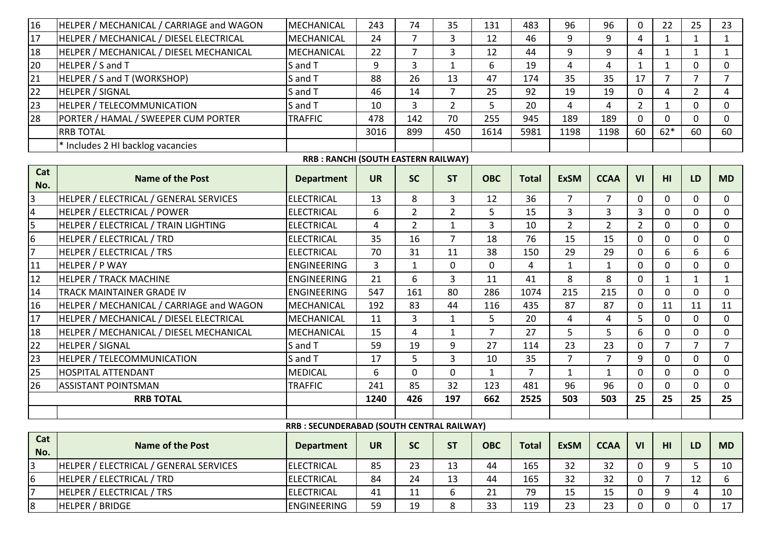| 16 | HELPER / MECHANICAL / CARRIAGE and WAGON | MECHANICAL | 243 | 74 | 35 | 131 | 483 | 96 | 96 | 0 | 22 | 25 | 23 |
|---|---|---|---|---|---|---|---|---|---|---|---|---|---|
| 17 | HELPER / MECHANICAL / DIESEL ELECTRICAL | MECHANICAL | 24 | 7 | 3 | 12 | 46 | 9 | 9 | 4 | 1 | 1 | 1 |
| 18 | HELPER / MECHANICAL / DIESEL MECHANICAL | MECHANICAL | 22 | 7 | 3 | 12 | 44 | 9 | 9 | 4 | 1 | 1 | 1 |
| 20 | HELPER / S and T | S and T | 9 | 3 | 1 | 6 | 19 | 4 | 4 | 1 | 1 | 0 | 0 |
| 21 | HELPER / S and T (WORKSHOP) | S and T | 88 | 26 | 13 | 47 | 174 | 35 | 35 | 17 | 7 | 7 | 7 |
| 22 | HELPER / SIGNAL | S and T | 46 | 14 | 7 | 25 | 92 | 19 | 19 | 0 | 4 | 2 | 4 |
| 23 | HELPER / TELECOMMUNICATION | S and T | 10 | 3 | 2 | 5 | 20 | 4 | 4 | 2 | 1 | 0 | 0 |
| 28 | PORTER / HAMAL / SWEEPER CUM PORTER | TRAFFIC | 478 | 142 | 70 | 255 | 945 | 189 | 189 | 0 | 0 | 0 | 0 |
| | RRB TOTAL | | 3016 | 899 | 450 | 1614 | 5981 | 1198 | 1198 | 60 | 62* | 60 | 60 |
| | * Includes 2 HI backlog vacancies | | | | | | | | | | | | |

**RRB : RANCHI (SOUTH EASTERN RAILWAY)**

| Cat No. | Name of the Post | Department | UR | SC | ST | OBC | Total | ExSM | CCAA | VI | HI | LD | MD |
|---|---|---|---|---|---|---|---|---|---|---|---|---|---|
| 3 | HELPER / ELECTRICAL / GENERAL SERVICES | ELECTRICAL | 13 | 8 | 3 | 12 | 36 | 7 | 7 | 0 | 0 | 0 | 0 |
| 4 | HELPER / ELECTRICAL / POWER | ELECTRICAL | 6 | 2 | 2 | 5 | 15 | 3 | 3 | 3 | 0 | 0 | 0 |
| 5 | HELPER / ELECTRICAL / TRAIN LIGHTING | ELECTRICAL | 4 | 2 | 1 | 3 | 10 | 2 | 2 | 2 | 0 | 0 | 0 |
| 6 | HELPER / ELECTRICAL / TRD | ELECTRICAL | 35 | 16 | 7 | 18 | 76 | 15 | 15 | 0 | 0 | 0 | 0 |
| 7 | HELPER / ELECTRICAL / TRS | ELECTRICAL | 70 | 31 | 11 | 38 | 150 | 29 | 29 | 0 | 6 | 6 | 6 |
| 11 | HELPER / P WAY | ENGINEERING | 3 | 1 | 0 | 0 | 4 | 1 | 1 | 0 | 0 | 0 | 0 |
| 12 | HELPER / TRACK MACHINE | ENGINEERING | 21 | 6 | 3 | 11 | 41 | 8 | 8 | 0 | 1 | 1 | 1 |
| 14 | TRACK MAINTAINER GRADE IV | ENGINEERING | 547 | 161 | 80 | 286 | 1074 | 215 | 215 | 0 | 0 | 0 | 0 |
| 16 | HELPER / MECHANICAL / CARRIAGE and WAGON | MECHANICAL | 192 | 83 | 44 | 116 | 435 | 87 | 87 | 0 | 11 | 11 | 11 |
| 17 | HELPER / MECHANICAL / DIESEL ELECTRICAL | MECHANICAL | 11 | 3 | 1 | 5 | 20 | 4 | 4 | 5 | 0 | 0 | 0 |
| 18 | HELPER / MECHANICAL / DIESEL MECHANICAL | MECHANICAL | 15 | 4 | 1 | 7 | 27 | 5 | 5 | 6 | 0 | 0 | 0 |
| 22 | HELPER / SIGNAL | S and T | 59 | 19 | 9 | 27 | 114 | 23 | 23 | 0 | 7 | 7 | 7 |
| 23 | HELPER / TELECOMMUNICATION | S and T | 17 | 5 | 3 | 10 | 35 | 7 | 7 | 9 | 0 | 0 | 0 |
| 25 | HOSPITAL ATTENDANT | MEDICAL | 6 | 0 | 0 | 1 | 7 | 1 | 1 | 0 | 0 | 0 | 0 |
| 26 | ASSISTANT POINTSMAN | TRAFFIC | 241 | 85 | 32 | 123 | 481 | 96 | 96 | 0 | 0 | 0 | 0 |
| | **RRB TOTAL** | | **1240** | **426** | **197** | **662** | **2525** | **503** | **503** | **25** | **25** | **25** | **25** |

**RRB : SECUNDERABAD (SOUTH CENTRAL RAILWAY)**

| Cat No. | Name of the Post | Department | UR | SC | ST | OBC | Total | ExSM | CCAA | VI | HI | LD | MD |
|---|---|---|---|---|---|---|---|---|---|---|---|---|---|
| 3 | HELPER / ELECTRICAL / GENERAL SERVICES | ELECTRICAL | 85 | 23 | 13 | 44 | 165 | 32 | 32 | 0 | 9 | 5 | 10 |
| 6 | HELPER / ELECTRICAL / TRD | ELECTRICAL | 84 | 24 | 13 | 44 | 165 | 32 | 32 | 0 | 7 | 12 | 6 |
| 7 | HELPER / ELECTRICAL / TRS | ELECTRICAL | 41 | 11 | 6 | 21 | 79 | 15 | 15 | 0 | 9 | 4 | 10 |
| 8 | HELPER / BRIDGE | ENGINEERING | 59 | 19 | 8 | 33 | 119 | 23 | 23 | 0 | 0 | 0 | 17 |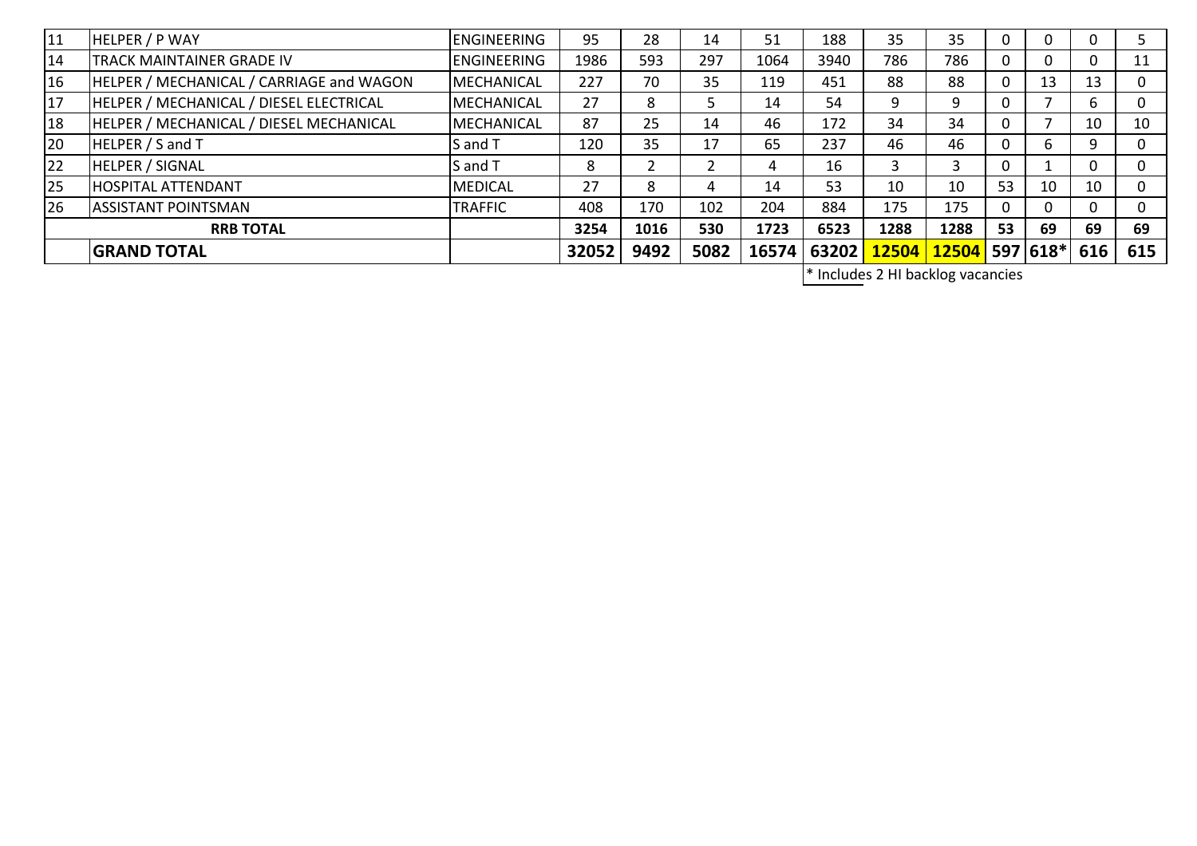| | | | | | | | | | | | | | | |
|---|---|---|---|---|---|---|---|---|---|---|---|---|---|---|
| 11 | HELPER / P WAY | ENGINEERING | 95 | 28 | 14 | 51 | 188 | 35 | 35 | 0 | 0 | 0 | 5 |
| 14 | TRACK MAINTAINER GRADE IV | ENGINEERING | 1986 | 593 | 297 | 1064 | 3940 | 786 | 786 | 0 | 0 | 0 | 11 |
| 16 | HELPER / MECHANICAL / CARRIAGE and WAGON | MECHANICAL | 227 | 70 | 35 | 119 | 451 | 88 | 88 | 0 | 13 | 13 | 0 |
| 17 | HELPER / MECHANICAL / DIESEL ELECTRICAL | MECHANICAL | 27 | 8 | 5 | 14 | 54 | 9 | 9 | 0 | 7 | 6 | 0 |
| 18 | HELPER / MECHANICAL / DIESEL MECHANICAL | MECHANICAL | 87 | 25 | 14 | 46 | 172 | 34 | 34 | 0 | 7 | 10 | 10 |
| 20 | HELPER / S and T | S and T | 120 | 35 | 17 | 65 | 237 | 46 | 46 | 0 | 6 | 9 | 0 |
| 22 | HELPER / SIGNAL | S and T | 8 | 2 | 2 | 4 | 16 | 3 | 3 | 0 | 1 | 0 | 0 |
| 25 | HOSPITAL ATTENDANT | MEDICAL | 27 | 8 | 4 | 14 | 53 | 10 | 10 | 53 | 10 | 10 | 0 |
| 26 | ASSISTANT POINTSMAN | TRAFFIC | 408 | 170 | 102 | 204 | 884 | 175 | 175 | 0 | 0 | 0 | 0 |
| | **RRB TOTAL** | | **3254** | **1016** | **530** | **1723** | **6523** | **1288** | **1288** | **53** | **69** | **69** | **69** |
| | **GRAND TOTAL** | | **32052** | **9492** | **5082** | **16574** | **63202** | **12504** | **12504** | **597** | **618*** | **616** | **615** |

* Includes 2 HI backlog vacancies